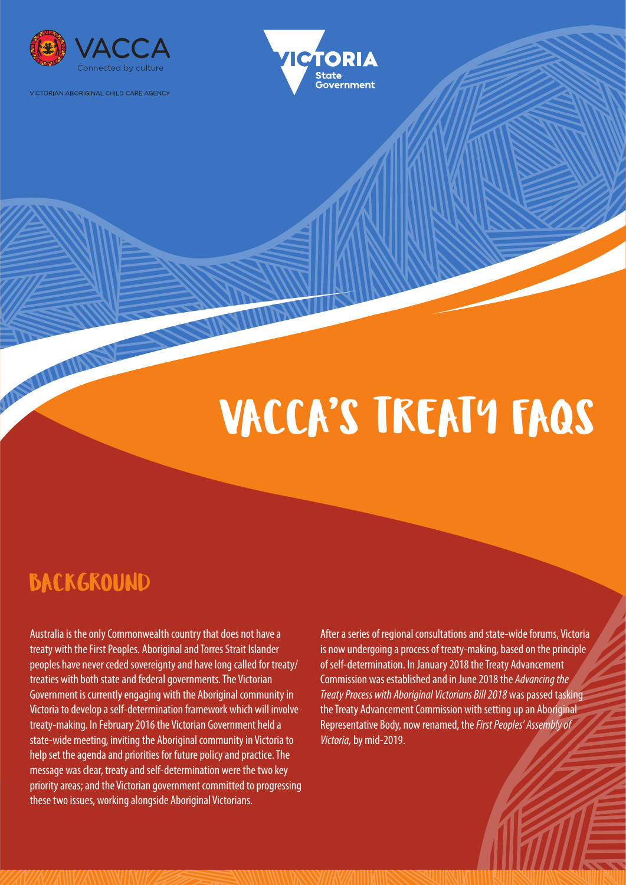VACCA

Connected by culture

VICTORIAN ABORIGINAL CHILD CARE AGENCY

VICTORIA State Government

# VACCA'S TREATY FAQS

## BACKGROUND

Australia is the only Commonwealth country that does not have a treaty with the First Peoples. Aboriginal and Torres Strait Islander peoples have never ceded sovereignty and have long called for treaty/ treaties with both state and federal governments. The Victorian Government is currently engaging with the Aboriginal community in Victoria to develop a self-determination framework which will involve treaty-making. In February 2016 the Victorian Government held a state-wide meeting, inviting the Aboriginal community in Victoria to help set the agenda and priorities for future policy and practice. The message was clear, treaty and self-determination were the two key priority areas; and the Victorian government committed to progressing these two issues, working alongside Aboriginal Victorians.

After a series of regional consultations and state-wide forums, Victoria is now undergoing a process of treaty-making, based on the principle of self-determination. In January 2018 the Treaty Advancement Commission was established and in June 2018 the *Advancing the Treaty Process with Aboriginal Victorians Bill 2018* was passed tasking the Treaty Advancement Commission with setting up an Aboriginal Representative Body, now renamed, the *First Peoples' Assembly of Victoria,* by mid-2019.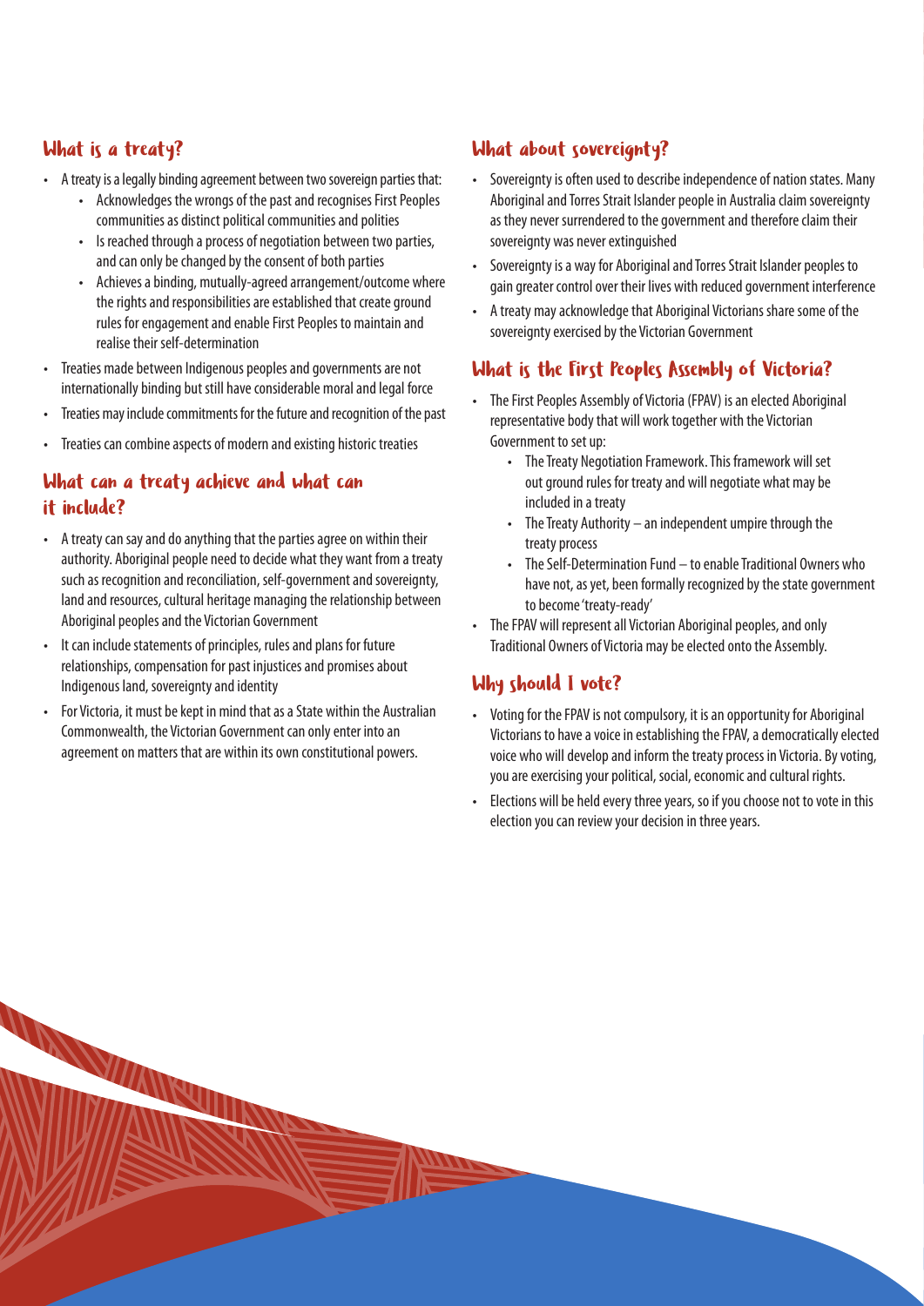## What is a treaty?

- A treaty is a legally binding agreement between two sovereign parties that:
  - Acknowledges the wrongs of the past and recognises First Peoples communities as distinct political communities and polities
  - Is reached through a process of negotiation between two parties, and can only be changed by the consent of both parties
  - Achieves a binding, mutually-agreed arrangement/outcome where the rights and responsibilities are established that create ground rules for engagement and enable First Peoples to maintain and realise their self-determination
- Treaties made between Indigenous peoples and governments are not internationally binding but still have considerable moral and legal force
- Treaties may include commitments for the future and recognition of the past
- Treaties can combine aspects of modern and existing historic treaties

## What can a treaty achieve and what can it include?

- A treaty can say and do anything that the parties agree on within their authority. Aboriginal people need to decide what they want from a treaty such as recognition and reconciliation, self-government and sovereignty, land and resources, cultural heritage managing the relationship between Aboriginal peoples and the Victorian Government
- It can include statements of principles, rules and plans for future relationships, compensation for past injustices and promises about Indigenous land, sovereignty and identity
- For Victoria, it must be kept in mind that as a State within the Australian Commonwealth, the Victorian Government can only enter into an agreement on matters that are within its own constitutional powers.

## What about sovereignty?

- Sovereignty is often used to describe independence of nation states. Many Aboriginal and Torres Strait Islander people in Australia claim sovereignty as they never surrendered to the government and therefore claim their sovereignty was never extinguished
- Sovereignty is a way for Aboriginal and Torres Strait Islander peoples to gain greater control over their lives with reduced government interference
- A treaty may acknowledge that Aboriginal Victorians share some of the sovereignty exercised by the Victorian Government

## What is the First Peoples Assembly of Victoria?

- The First Peoples Assembly of Victoria (FPAV) is an elected Aboriginal representative body that will work together with the Victorian Government to set up:
  - The Treaty Negotiation Framework. This framework will set out ground rules for treaty and will negotiate what may be included in a treaty
  - The Treaty Authority – an independent umpire through the treaty process
  - The Self-Determination Fund – to enable Traditional Owners who have not, as yet, been formally recognized by the state government to become 'treaty-ready'
- The FPAV will represent all Victorian Aboriginal peoples, and only Traditional Owners of Victoria may be elected onto the Assembly.

## Why should I vote?

- Voting for the FPAV is not compulsory, it is an opportunity for Aboriginal Victorians to have a voice in establishing the FPAV, a democratically elected voice who will develop and inform the treaty process in Victoria. By voting, you are exercising your political, social, economic and cultural rights.
- Elections will be held every three years, so if you choose not to vote in this election you can review your decision in three years.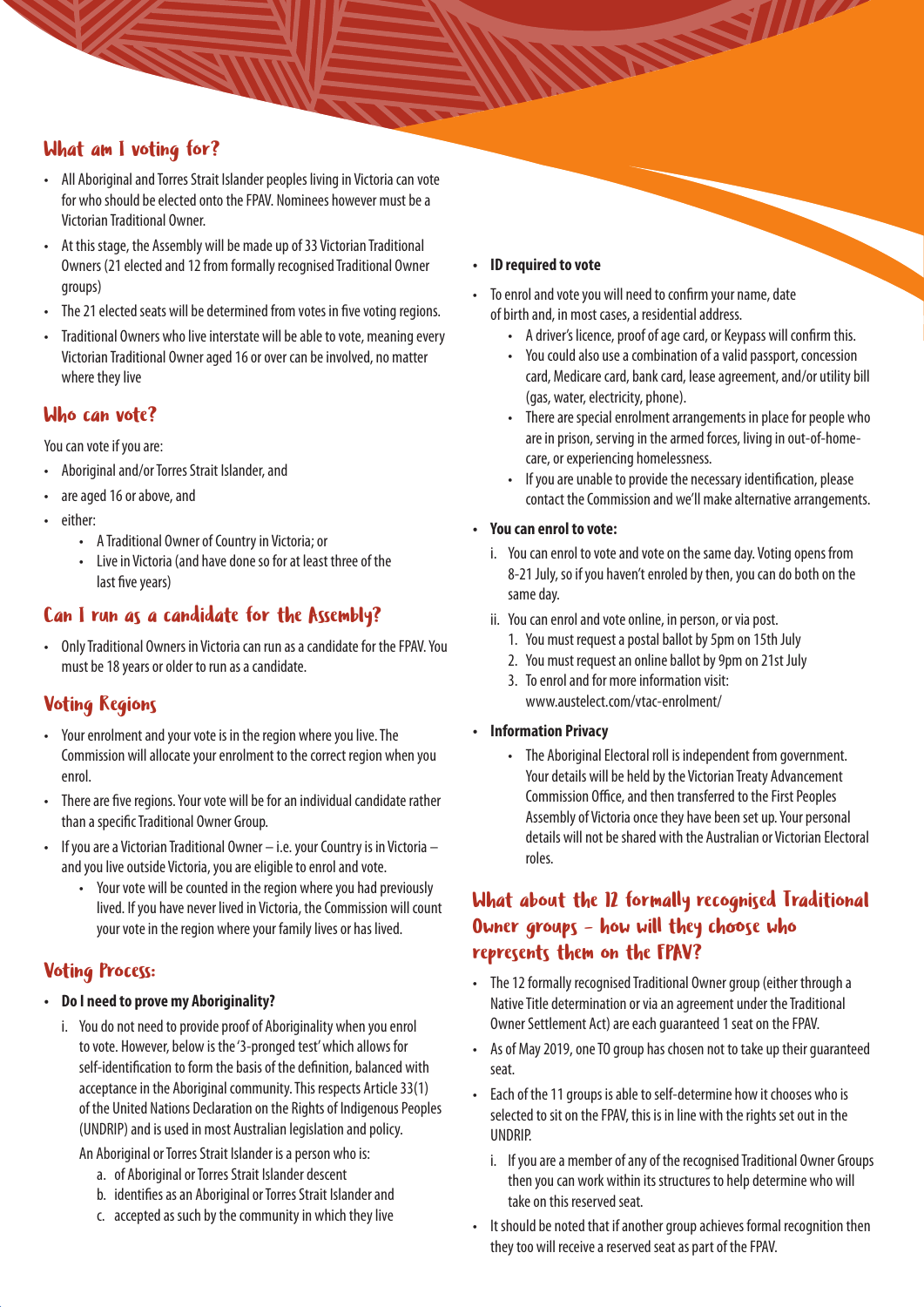## What am I voting for?

- All Aboriginal and Torres Strait Islander peoples living in Victoria can vote for who should be elected onto the FPAV. Nominees however must be a Victorian Traditional Owner.
- At this stage, the Assembly will be made up of 33 Victorian Traditional Owners (21 elected and 12 from formally recognised Traditional Owner groups)
- The 21 elected seats will be determined from votes in five voting regions.
- Traditional Owners who live interstate will be able to vote, meaning every Victorian Traditional Owner aged 16 or over can be involved, no matter where they live

## Who can vote?

You can vote if you are:

- Aboriginal and/or Torres Strait Islander, and
- are aged 16 or above, and
- either:
  - A Traditional Owner of Country in Victoria; or
  - Live in Victoria (and have done so for at least three of the last five years)

## Can I run as a candidate for the Assembly?

- Only Traditional Owners in Victoria can run as a candidate for the FPAV. You must be 18 years or older to run as a candidate.

## Voting Regions

- Your enrolment and your vote is in the region where you live. The Commission will allocate your enrolment to the correct region when you enrol.
- There are five regions. Your vote will be for an individual candidate rather than a specific Traditional Owner Group.
- If you are a Victorian Traditional Owner – i.e. your Country is in Victoria – and you live outside Victoria, you are eligible to enrol and vote.
  - Your vote will be counted in the region where you had previously lived. If you have never lived in Victoria, the Commission will count your vote in the region where your family lives or has lived.

## Voting Process:

- **Do I need to prove my Aboriginality?**
  i. You do not need to provide proof of Aboriginality when you enrol to vote. However, below is the '3-pronged test' which allows for self-identification to form the basis of the definition, balanced with acceptance in the Aboriginal community. This respects Article 33(1) of the United Nations Declaration on the Rights of Indigenous Peoples (UNDRIP) and is used in most Australian legislation and policy.

     An Aboriginal or Torres Strait Islander is a person who is:
     a. of Aboriginal or Torres Strait Islander descent
     b. identifies as an Aboriginal or Torres Strait Islander and
     c. accepted as such by the community in which they live

- **ID required to vote**
- To enrol and vote you will need to confirm your name, date of birth and, in most cases, a residential address.
  - A driver's licence, proof of age card, or Keypass will confirm this.
  - You could also use a combination of a valid passport, concession card, Medicare card, bank card, lease agreement, and/or utility bill (gas, water, electricity, phone).
  - There are special enrolment arrangements in place for people who are in prison, serving in the armed forces, living in out-of-home-care, or experiencing homelessness.
  - If you are unable to provide the necessary identification, please contact the Commission and we'll make alternative arrangements.

- **You can enrol to vote:**
  i. You can enrol to vote and vote on the same day. Voting opens from 8-21 July, so if you haven't enroled by then, you can do both on the same day.
  ii. You can enrol and vote online, in person, or via post.
     1. You must request a postal ballot by 5pm on 15th July
     2. You must request an online ballot by 9pm on 21st July
     3. To enrol and for more information visit: www.austelect.com/vtac-enrolment/

- **Information Privacy**
  - The Aboriginal Electoral roll is independent from government. Your details will be held by the Victorian Treaty Advancement Commission Office, and then transferred to the First Peoples Assembly of Victoria once they have been set up. Your personal details will not be shared with the Australian or Victorian Electoral roles.

## What about the 12 formally recognised Traditional Owner groups - how will they choose who represents them on the FPAV?

- The 12 formally recognised Traditional Owner group (either through a Native Title determination or via an agreement under the Traditional Owner Settlement Act) are each guaranteed 1 seat on the FPAV.
- As of May 2019, one TO group has chosen not to take up their guaranteed seat.
- Each of the 11 groups is able to self-determine how it chooses who is selected to sit on the FPAV, this is in line with the rights set out in the UNDRIP.
  i. If you are a member of any of the recognised Traditional Owner Groups then you can work within its structures to help determine who will take on this reserved seat.
- It should be noted that if another group achieves formal recognition then they too will receive a reserved seat as part of the FPAV.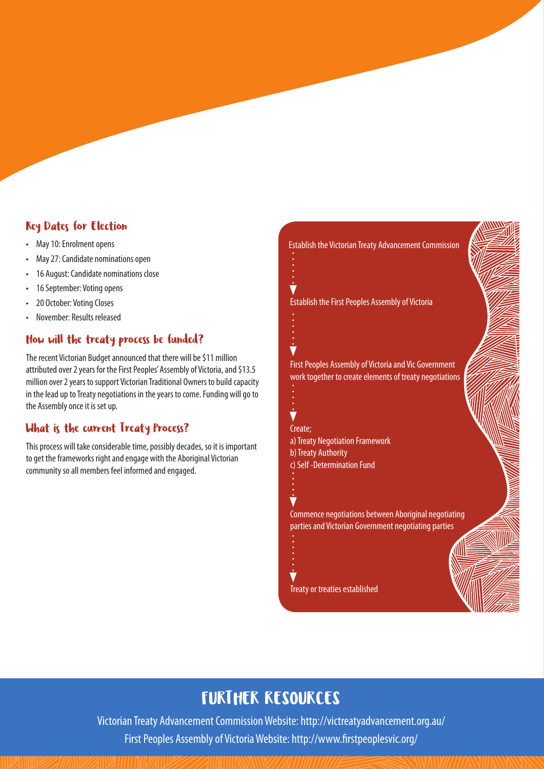## Key Dates for Election

- May 10: Enrolment opens
- May 27: Candidate nominations open
- 16 August: Candidate nominations close
- 16 September: Voting opens
- 20 October: Voting Closes
- November: Results released

## How will the treaty process be funded?

The recent Victorian Budget announced that there will be $11 million attributed over 2 years for the First Peoples' Assembly of Victoria, and $13.5 million over 2 years to support Victorian Traditional Owners to build capacity in the lead up to Treaty negotiations in the years to come. Funding will go to the Assembly once it is set up.

## What is the current Treaty Process?

This process will take considerable time, possibly decades, so it is important to get the frameworks right and engage with the Aboriginal Victorian community so all members feel informed and engaged.

Establish the Victorian Treaty Advancement Commission

▼

Establish the First Peoples Assembly of Victoria

▼

First Peoples Assembly of Victoria and Vic Government work together to create elements of treaty negotiations

▼

Create;
a) Treaty Negotiation Framework
b) Treaty Authority
c) Self -Determination Fund

▼

Commence negotiations between Aboriginal negotiating parties and Victorian Government negotiating parties

▼

Treaty or treaties established

# FURTHER RESOURCES

Victorian Treaty Advancement Commission Website: http://victreatyadvancement.org.au/
First Peoples Assembly of Victoria Website: http://www.firstpeoplesvic.org/